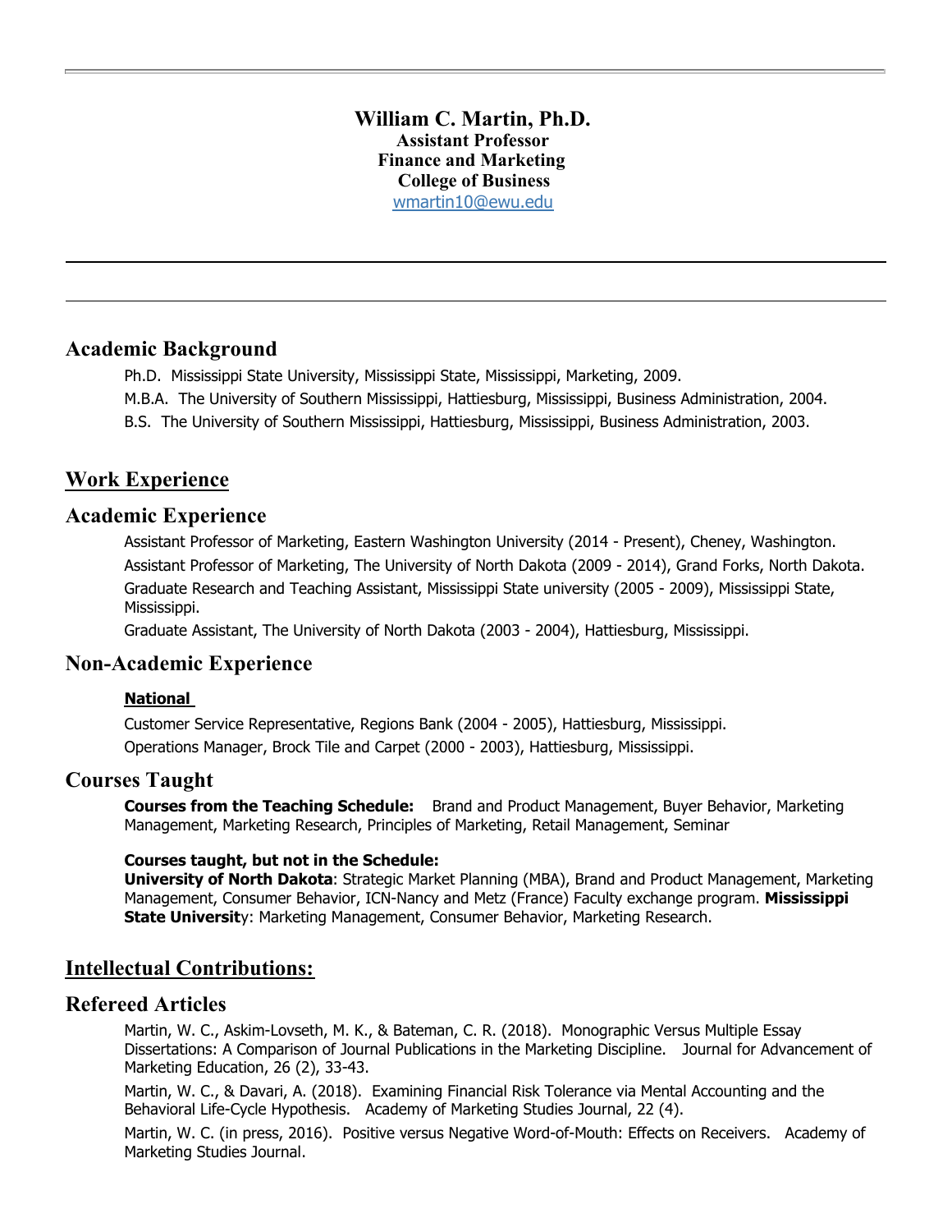# William C. Martin, Ph.D.

**Assistant Professor**
**Finance and Marketing**
**College of Business**
wmartin10@ewu.edu

---

## Academic Background

Ph.D. Mississippi State University, Mississippi State, Mississippi, Marketing, 2009.

M.B.A. The University of Southern Mississippi, Hattiesburg, Mississippi, Business Administration, 2004.

B.S. The University of Southern Mississippi, Hattiesburg, Mississippi, Business Administration, 2003.

## Work Experience

## Academic Experience

Assistant Professor of Marketing, Eastern Washington University (2014 - Present), Cheney, Washington.

Assistant Professor of Marketing, The University of North Dakota (2009 - 2014), Grand Forks, North Dakota.

Graduate Research and Teaching Assistant, Mississippi State university (2005 - 2009), Mississippi State, Mississippi.

Graduate Assistant, The University of North Dakota (2003 - 2004), Hattiesburg, Mississippi.

## Non-Academic Experience

**National**

Customer Service Representative, Regions Bank (2004 - 2005), Hattiesburg, Mississippi.

Operations Manager, Brock Tile and Carpet (2000 - 2003), Hattiesburg, Mississippi.

## Courses Taught

**Courses from the Teaching Schedule:** Brand and Product Management, Buyer Behavior, Marketing Management, Marketing Research, Principles of Marketing, Retail Management, Seminar

**Courses taught, but not in the Schedule:**
**University of North Dakota**: Strategic Market Planning (MBA), Brand and Product Management, Marketing Management, Consumer Behavior, ICN-Nancy and Metz (France) Faculty exchange program. **Mississippi State Universit**y: Marketing Management, Consumer Behavior, Marketing Research.

## Intellectual Contributions:

## Refereed Articles

Martin, W. C., Askim-Lovseth, M. K., & Bateman, C. R. (2018). Monographic Versus Multiple Essay Dissertations: A Comparison of Journal Publications in the Marketing Discipline. Journal for Advancement of Marketing Education, 26 (2), 33-43.

Martin, W. C., & Davari, A. (2018). Examining Financial Risk Tolerance via Mental Accounting and the Behavioral Life-Cycle Hypothesis. Academy of Marketing Studies Journal, 22 (4).

Martin, W. C. (in press, 2016). Positive versus Negative Word-of-Mouth: Effects on Receivers. Academy of Marketing Studies Journal.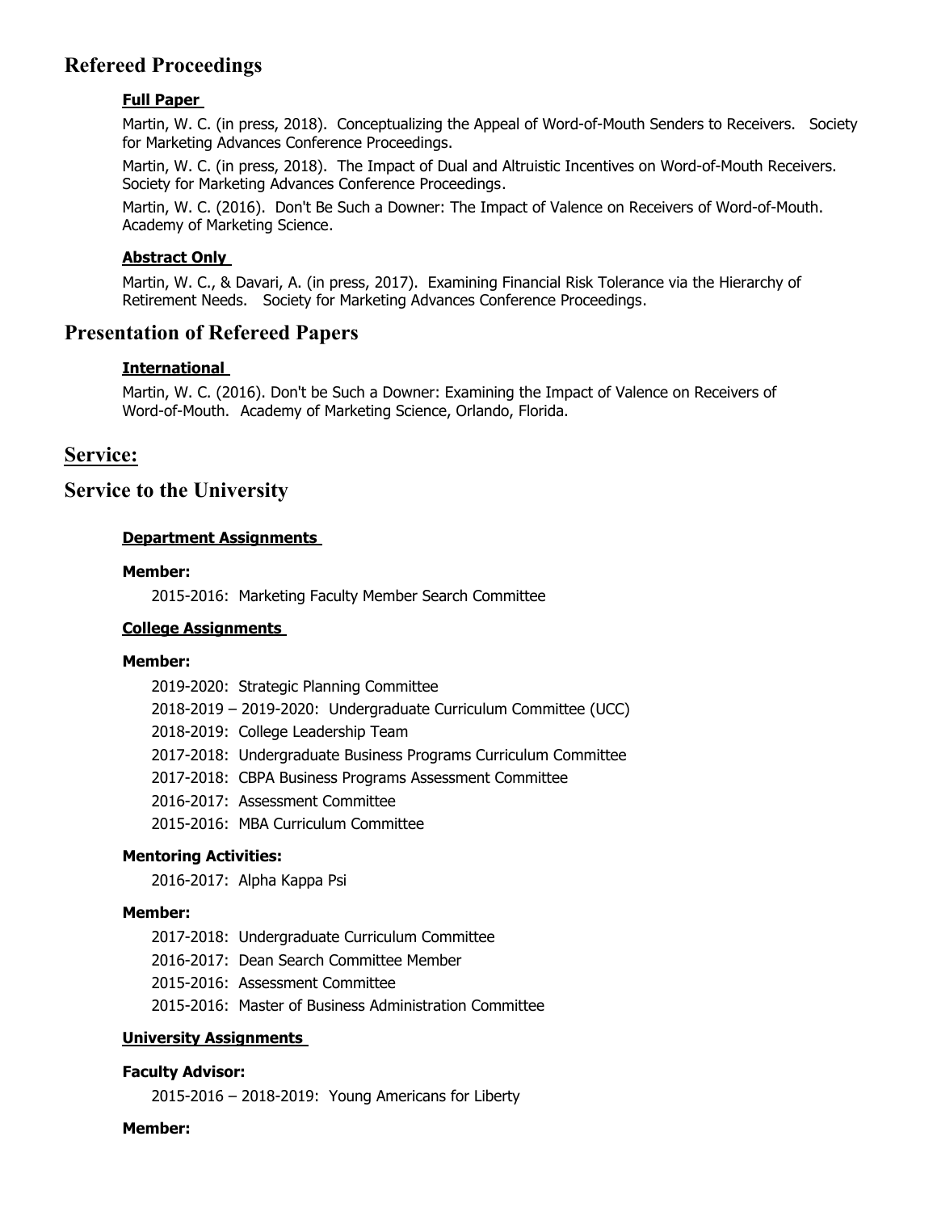## Refereed Proceedings

#### Full Paper

Martin, W. C. (in press, 2018). Conceptualizing the Appeal of Word-of-Mouth Senders to Receivers. Society for Marketing Advances Conference Proceedings.

Martin, W. C. (in press, 2018). The Impact of Dual and Altruistic Incentives on Word-of-Mouth Receivers. Society for Marketing Advances Conference Proceedings.

Martin, W. C. (2016). Don't Be Such a Downer: The Impact of Valence on Receivers of Word-of-Mouth. Academy of Marketing Science.

#### Abstract Only

Martin, W. C., & Davari, A. (in press, 2017). Examining Financial Risk Tolerance via the Hierarchy of Retirement Needs. Society for Marketing Advances Conference Proceedings.

## Presentation of Refereed Papers

#### International

Martin, W. C. (2016). Don't be Such a Downer: Examining the Impact of Valence on Receivers of Word-of-Mouth. Academy of Marketing Science, Orlando, Florida.

# Service:

## Service to the University

#### Department Assignments

**Member:**

2015-2016: Marketing Faculty Member Search Committee

#### College Assignments

**Member:**

2019-2020: Strategic Planning Committee
2018-2019 – 2019-2020: Undergraduate Curriculum Committee (UCC)
2018-2019: College Leadership Team
2017-2018: Undergraduate Business Programs Curriculum Committee
2017-2018: CBPA Business Programs Assessment Committee
2016-2017: Assessment Committee
2015-2016: MBA Curriculum Committee

**Mentoring Activities:**

2016-2017: Alpha Kappa Psi

**Member:**

2017-2018: Undergraduate Curriculum Committee
2016-2017: Dean Search Committee Member
2015-2016: Assessment Committee
2015-2016: Master of Business Administration Committee

#### University Assignments

**Faculty Advisor:**

2015-2016 – 2018-2019: Young Americans for Liberty

**Member:**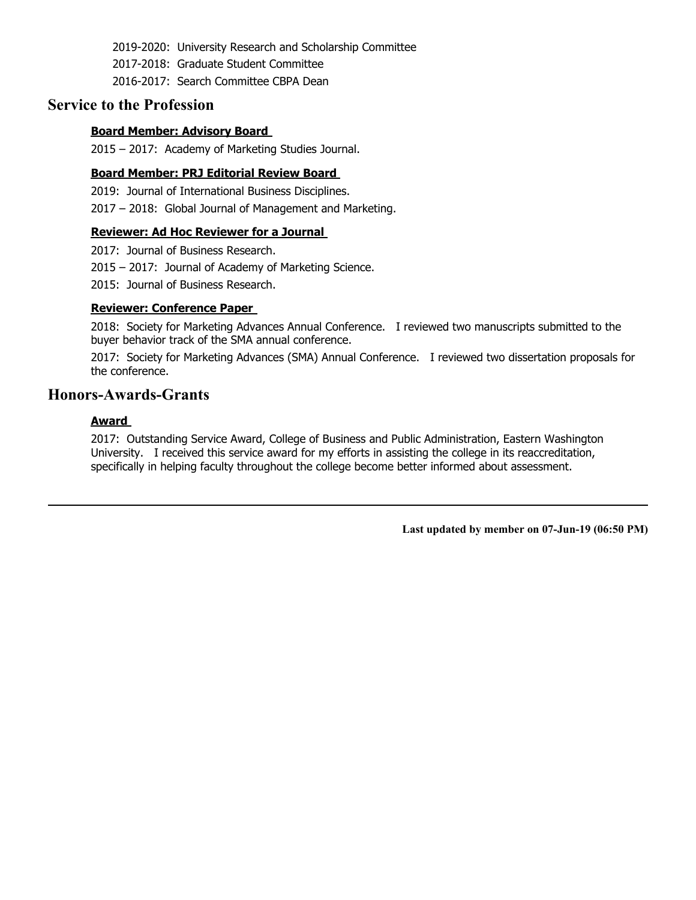2019-2020: University Research and Scholarship Committee

2017-2018: Graduate Student Committee

2016-2017: Search Committee CBPA Dean

## Service to the Profession

### Board Member: Advisory Board

2015 – 2017: Academy of Marketing Studies Journal.

### Board Member: PRJ Editorial Review Board

2019: Journal of International Business Disciplines.

2017 – 2018: Global Journal of Management and Marketing.

### Reviewer: Ad Hoc Reviewer for a Journal

2017: Journal of Business Research.

2015 – 2017: Journal of Academy of Marketing Science.

2015: Journal of Business Research.

### Reviewer: Conference Paper

2018: Society for Marketing Advances Annual Conference. I reviewed two manuscripts submitted to the buyer behavior track of the SMA annual conference.

2017: Society for Marketing Advances (SMA) Annual Conference. I reviewed two dissertation proposals for the conference.

## Honors-Awards-Grants

### Award

2017: Outstanding Service Award, College of Business and Public Administration, Eastern Washington University. I received this service award for my efforts in assisting the college in its reaccreditation, specifically in helping faculty throughout the college become better informed about assessment.

---

**Last updated by member on 07-Jun-19 (06:50 PM)**